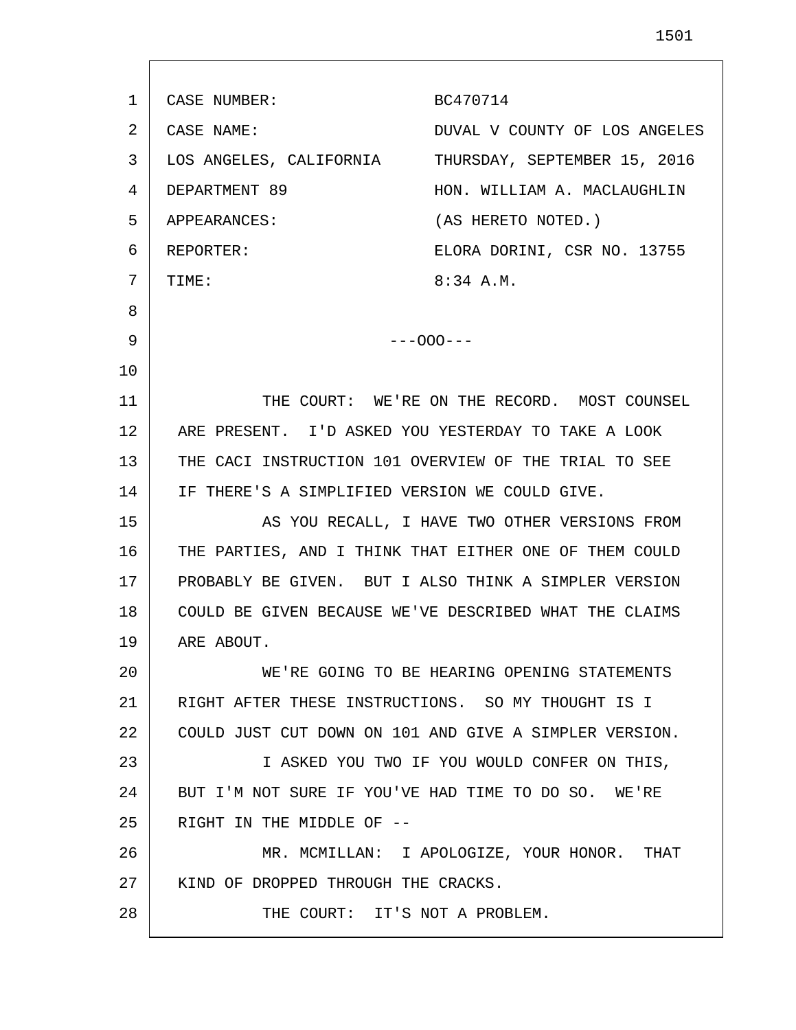| | |
|---|---|
| CASE NUMBER: | BC470714 |
| CASE NAME: | DUVAL V COUNTY OF LOS ANGELES |
| LOS ANGELES, CALIFORNIA | THURSDAY, SEPTEMBER 15, 2016 |
| DEPARTMENT 89 | HON. WILLIAM A. MACLAUGHLIN |
| APPEARANCES: | (AS HERETO NOTED.) |
| REPORTER: | ELORA DORINI, CSR NO. 13755 |
| TIME: | 8:34 A.M. |

---OOO---

THE COURT: WE'RE ON THE RECORD. MOST COUNSEL ARE PRESENT. I'D ASKED YOU YESTERDAY TO TAKE A LOOK THE CACI INSTRUCTION 101 OVERVIEW OF THE TRIAL TO SEE IF THERE'S A SIMPLIFIED VERSION WE COULD GIVE.

AS YOU RECALL, I HAVE TWO OTHER VERSIONS FROM THE PARTIES, AND I THINK THAT EITHER ONE OF THEM COULD PROBABLY BE GIVEN. BUT I ALSO THINK A SIMPLER VERSION COULD BE GIVEN BECAUSE WE'VE DESCRIBED WHAT THE CLAIMS ARE ABOUT.

WE'RE GOING TO BE HEARING OPENING STATEMENTS RIGHT AFTER THESE INSTRUCTIONS. SO MY THOUGHT IS I COULD JUST CUT DOWN ON 101 AND GIVE A SIMPLER VERSION.

I ASKED YOU TWO IF YOU WOULD CONFER ON THIS, BUT I'M NOT SURE IF YOU'VE HAD TIME TO DO SO. WE'RE RIGHT IN THE MIDDLE OF --

MR. MCMILLAN: I APOLOGIZE, YOUR HONOR. THAT KIND OF DROPPED THROUGH THE CRACKS.

THE COURT: IT'S NOT A PROBLEM.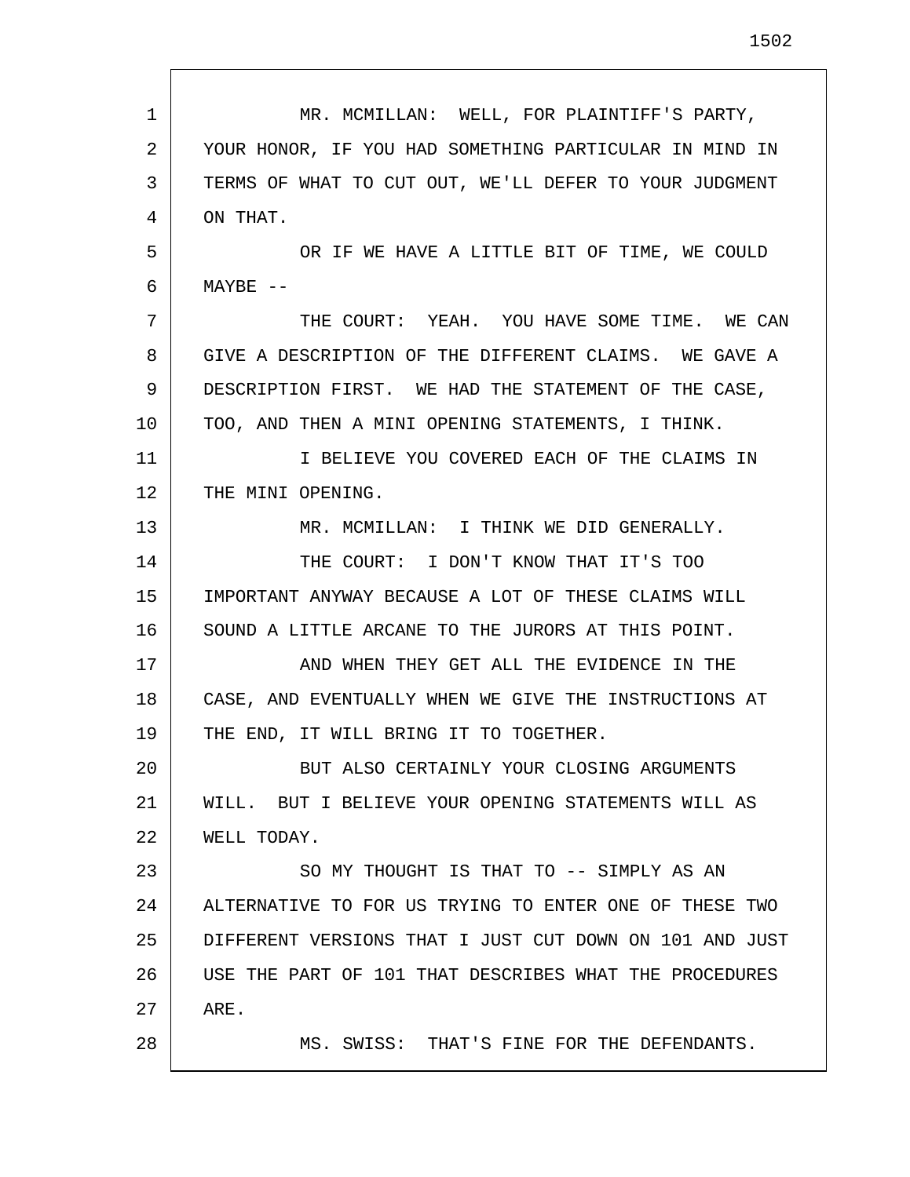MR. MCMILLAN: WELL, FOR PLAINTIFF'S PARTY, YOUR HONOR, IF YOU HAD SOMETHING PARTICULAR IN MIND IN TERMS OF WHAT TO CUT OUT, WE'LL DEFER TO YOUR JUDGMENT ON THAT.

OR IF WE HAVE A LITTLE BIT OF TIME, WE COULD MAYBE --

THE COURT: YEAH. YOU HAVE SOME TIME. WE CAN GIVE A DESCRIPTION OF THE DIFFERENT CLAIMS. WE GAVE A DESCRIPTION FIRST. WE HAD THE STATEMENT OF THE CASE, TOO, AND THEN A MINI OPENING STATEMENTS, I THINK.

I BELIEVE YOU COVERED EACH OF THE CLAIMS IN THE MINI OPENING.

MR. MCMILLAN: I THINK WE DID GENERALLY.

THE COURT: I DON'T KNOW THAT IT'S TOO IMPORTANT ANYWAY BECAUSE A LOT OF THESE CLAIMS WILL SOUND A LITTLE ARCANE TO THE JURORS AT THIS POINT.

AND WHEN THEY GET ALL THE EVIDENCE IN THE CASE, AND EVENTUALLY WHEN WE GIVE THE INSTRUCTIONS AT THE END, IT WILL BRING IT TO TOGETHER.

BUT ALSO CERTAINLY YOUR CLOSING ARGUMENTS WILL. BUT I BELIEVE YOUR OPENING STATEMENTS WILL AS WELL TODAY.

SO MY THOUGHT IS THAT TO -- SIMPLY AS AN ALTERNATIVE TO FOR US TRYING TO ENTER ONE OF THESE TWO DIFFERENT VERSIONS THAT I JUST CUT DOWN ON 101 AND JUST USE THE PART OF 101 THAT DESCRIBES WHAT THE PROCEDURES ARE.

MS. SWISS: THAT'S FINE FOR THE DEFENDANTS.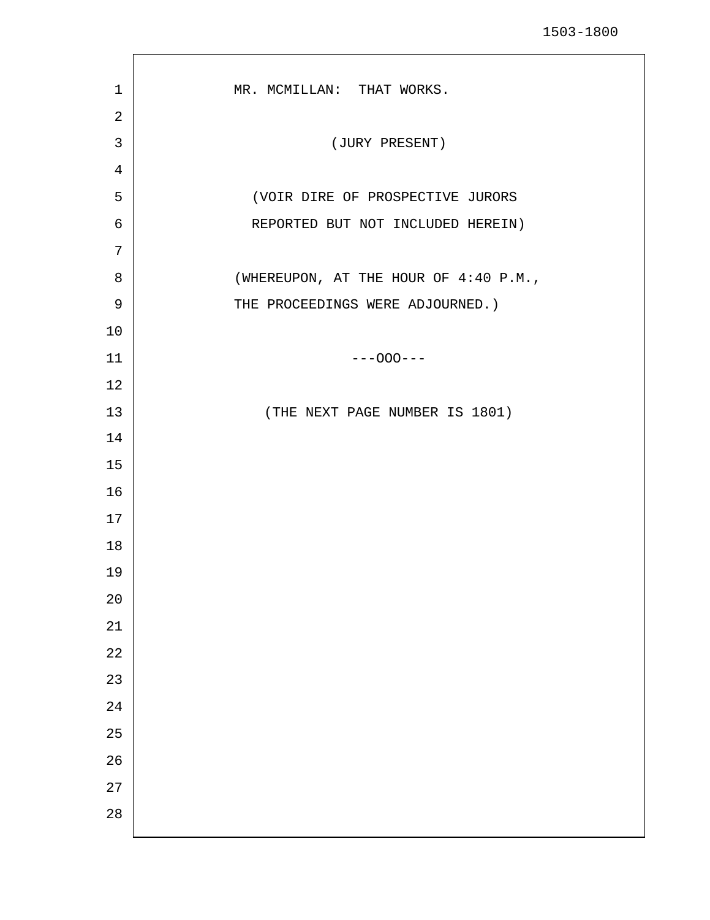MR. MCMILLAN: THAT WORKS.

(JURY PRESENT)

(VOIR DIRE OF PROSPECTIVE JURORS REPORTED BUT NOT INCLUDED HEREIN)

(WHEREUPON, AT THE HOUR OF 4:40 P.M., THE PROCEEDINGS WERE ADJOURNED.)

---OOO---

(THE NEXT PAGE NUMBER IS 1801)